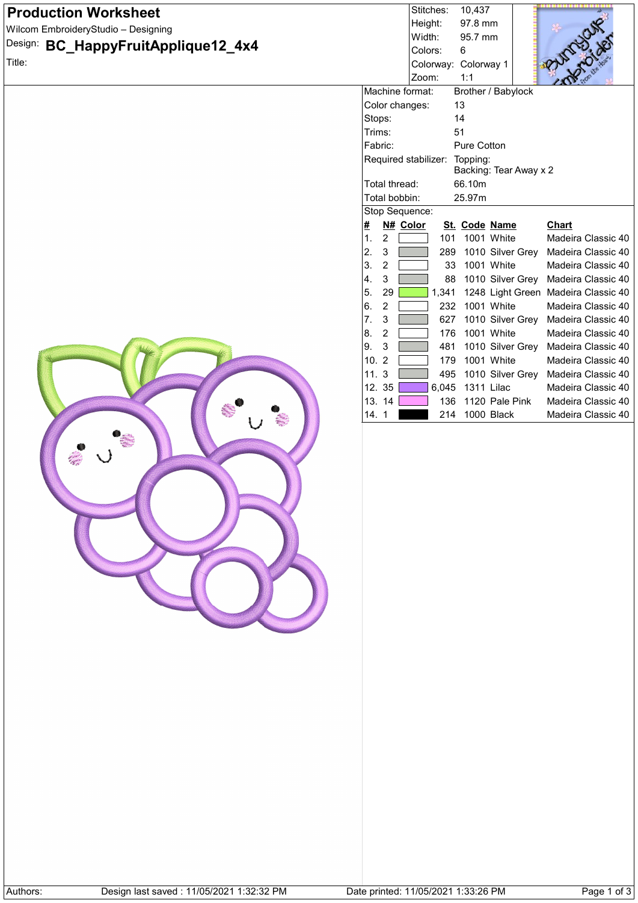# Production Worksheet

Wilcom EmbroideryStudio – Designing

Design: **BC_HappyFruitApplique12_4x4**

Title:

| | |
|---|---|
| Stitches: | 10,437 |
| Height: | 97.8 mm |
| Width: | 95.7 mm |
| Colors: | 6 |
| Colorway: | Colorway 1 |
| Zoom: | 1:1 |

| | |
|---|---|
| Machine format: | Brother / Babylock |
| Color changes: | 13 |
| Stops: | 14 |
| Trims: | 51 |
| Fabric: | Pure Cotton |
| Required stabilizer: | Topping: <br> Backing: Tear Away x 2 |
| Total thread: | 66.10m |
| Total bobbin: | 25.97m |

Stop Sequence:

| # | N# | Color | St. | Code | Name | Chart |
|---|---|---|---|---|---|---|
| 1. | 2 | | 101 | 1001 | White | Madeira Classic 40 |
| 2. | 3 | | 289 | 1010 | Silver Grey | Madeira Classic 40 |
| 3. | 2 | | 33 | 1001 | White | Madeira Classic 40 |
| 4. | 3 | | 88 | 1010 | Silver Grey | Madeira Classic 40 |
| 5. | 29 | | 1,341 | 1248 | Light Green | Madeira Classic 40 |
| 6. | 2 | | 232 | 1001 | White | Madeira Classic 40 |
| 7. | 3 | | 627 | 1010 | Silver Grey | Madeira Classic 40 |
| 8. | 2 | | 176 | 1001 | White | Madeira Classic 40 |
| 9. | 3 | | 481 | 1010 | Silver Grey | Madeira Classic 40 |
| 10. | 2 | | 179 | 1001 | White | Madeira Classic 40 |
| 11. | 3 | | 495 | 1010 | Silver Grey | Madeira Classic 40 |
| 12. | 35 | | 6,045 | 1311 | Lilac | Madeira Classic 40 |
| 13. | 14 | | 136 | 1120 | Pale Pink | Madeira Classic 40 |
| 14. | 1 | | 214 | 1000 | Black | Madeira Classic 40 |

Authors: Design last saved : 11/05/2021 1:32:32 PM Date printed: 11/05/2021 1:33:26 PM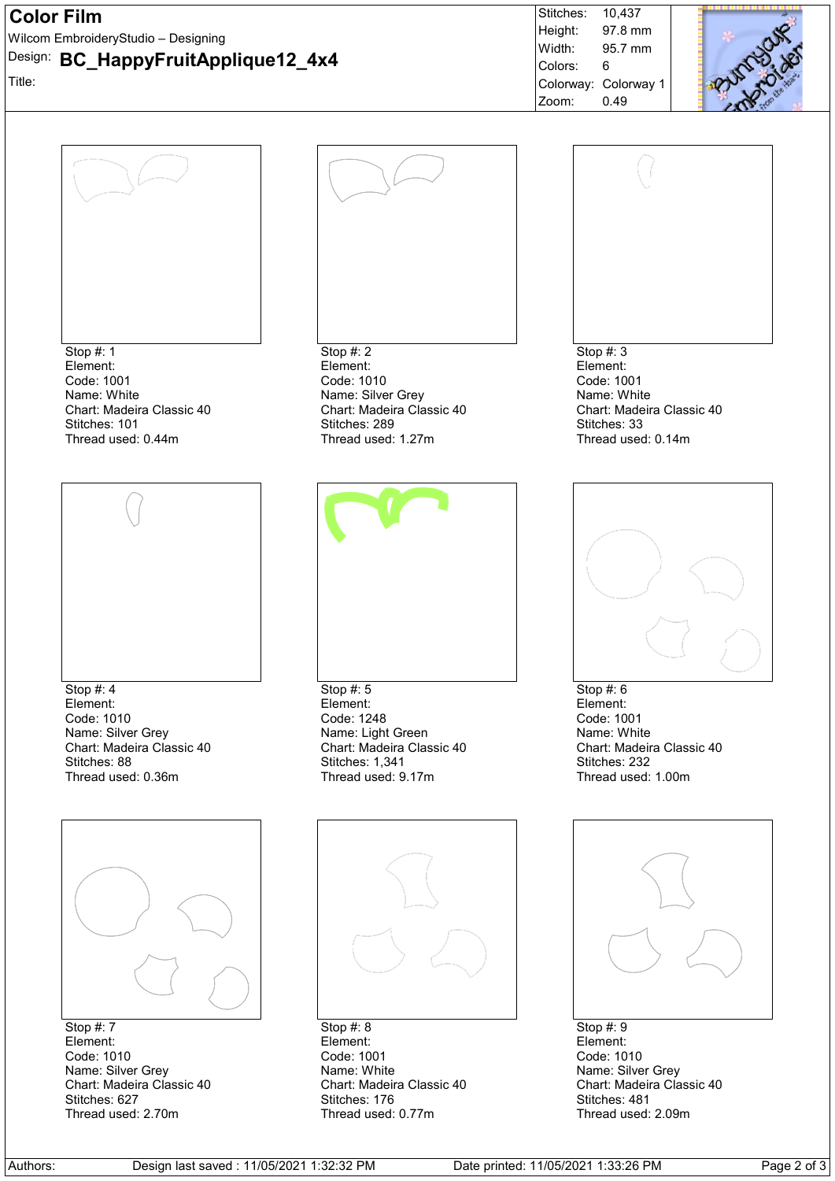# Color Film

Wilcom EmbroideryStudio – Designing

Design: **BC_HappyFruitApplique12_4x4**

Title:

| | |
|---|---|
| Stitches: | 10,437 |
| Height: | 97.8 mm |
| Width: | 95.7 mm |
| Colors: | 6 |
| Colorway: | Colorway 1 |
| Zoom: | 0.49 |

Stop #: 1
Element:
Code: 1001
Name: White
Chart: Madeira Classic 40
Stitches: 101
Thread used: 0.44m

Stop #: 2
Element:
Code: 1010
Name: Silver Grey
Chart: Madeira Classic 40
Stitches: 289
Thread used: 1.27m

Stop #: 3
Element:
Code: 1001
Name: White
Chart: Madeira Classic 40
Stitches: 33
Thread used: 0.14m

Stop #: 4
Element:
Code: 1010
Name: Silver Grey
Chart: Madeira Classic 40
Stitches: 88
Thread used: 0.36m

Stop #: 5
Element:
Code: 1248
Name: Light Green
Chart: Madeira Classic 40
Stitches: 1,341
Thread used: 9.17m

Stop #: 6
Element:
Code: 1001
Name: White
Chart: Madeira Classic 40
Stitches: 232
Thread used: 1.00m

Stop #: 7
Element:
Code: 1010
Name: Silver Grey
Chart: Madeira Classic 40
Stitches: 627
Thread used: 2.70m

Stop #: 8
Element:
Code: 1001
Name: White
Chart: Madeira Classic 40
Stitches: 176
Thread used: 0.77m

Stop #: 9
Element:
Code: 1010
Name: Silver Grey
Chart: Madeira Classic 40
Stitches: 481
Thread used: 2.09m

Authors: Design last saved : 11/05/2021 1:32:32 PM Date printed: 11/05/2021 1:33:26 PM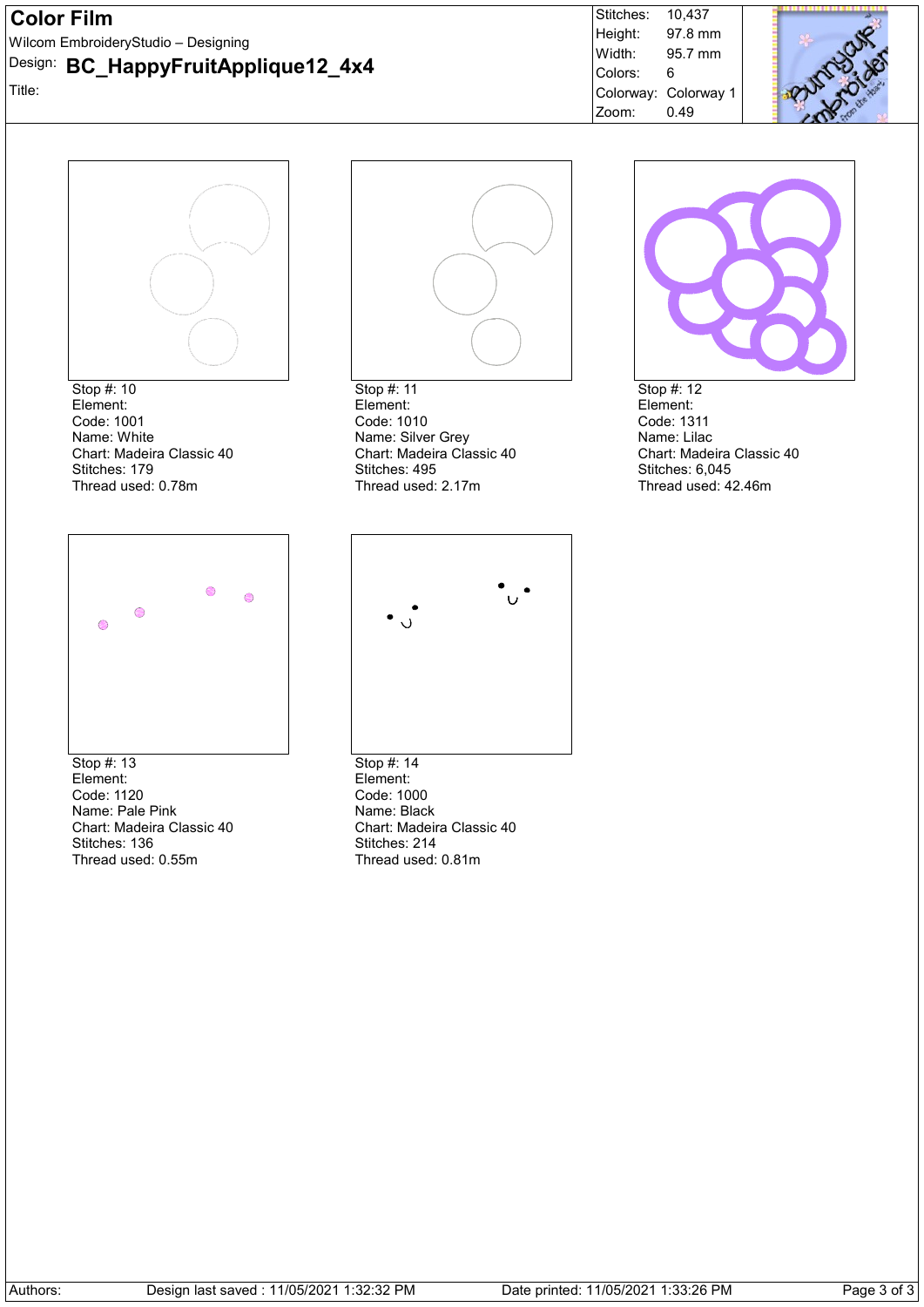# Color Film

Wilcom EmbroideryStudio – Designing

Design: **BC_HappyFruitApplique12_4x4**

Title:

| | |
|---|---|
| Stitches: | 10,437 |
| Height: | 97.8 mm |
| Width: | 95.7 mm |
| Colors: | 6 |
| Colorway: | Colorway 1 |
| Zoom: | 0.49 |

Stop #: 10
Element:
Code: 1001
Name: White
Chart: Madeira Classic 40
Stitches: 179
Thread used: 0.78m

Stop #: 11
Element:
Code: 1010
Name: Silver Grey
Chart: Madeira Classic 40
Stitches: 495
Thread used: 2.17m

Stop #: 12
Element:
Code: 1311
Name: Lilac
Chart: Madeira Classic 40
Stitches: 6,045
Thread used: 42.46m

Stop #: 13
Element:
Code: 1120
Name: Pale Pink
Chart: Madeira Classic 40
Stitches: 136
Thread used: 0.55m

Stop #: 14
Element:
Code: 1000
Name: Black
Chart: Madeira Classic 40
Stitches: 214
Thread used: 0.81m

Authors: Design last saved : 11/05/2021 1:32:32 PM Date printed: 11/05/2021 1:33:26 PM